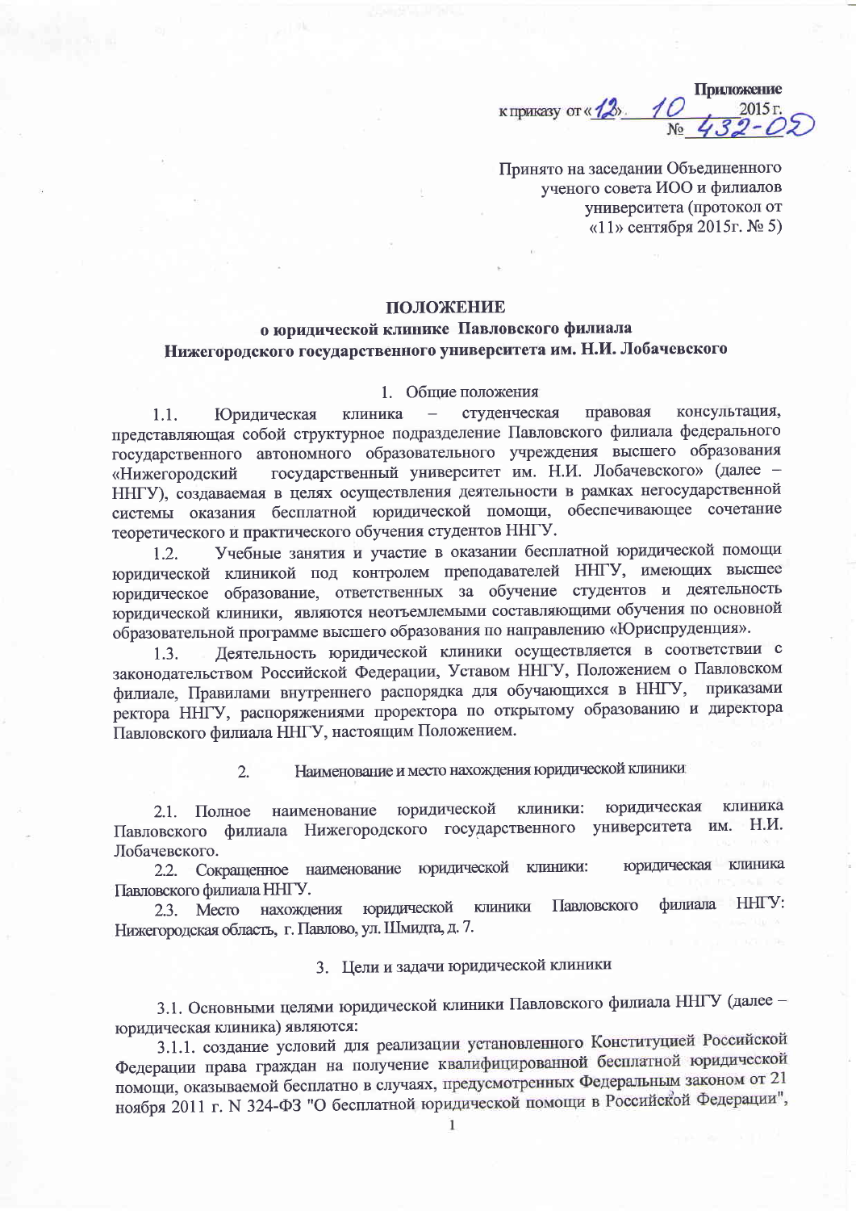Приложение
к приказу от «12» 10 2015 г.
№ 432-02

Принято на заседании Объединенного ученого совета ИОО и филиалов университета (протокол от «11» сентября 2015г. № 5)

# ПОЛОЖЕНИЕ
## о юридической клинике Павловского филиала Нижегородского государственного университета им. Н.И. Лобачевского

### 1. Общие положения

1.1. Юридическая клиника – студенческая правовая консультация, представляющая собой структурное подразделение Павловского филиала федерального государственного автономного образовательного учреждения высшего образования «Нижегородский государственный университет им. Н.И. Лобачевского» (далее – ННГУ), создаваемая в целях осуществления деятельности в рамках негосударственной системы оказания бесплатной юридической помощи, обеспечивающее сочетание теоретического и практического обучения студентов ННГУ.

1.2. Учебные занятия и участие в оказании бесплатной юридической помощи юридической клиникой под контролем преподавателей ННГУ, имеющих высшее юридическое образование, ответственных за обучение студентов и деятельность юридической клиники, являются неотъемлемыми составляющими обучения по основной образовательной программе высшего образования по направлению «Юриспруденция».

1.3. Деятельность юридической клиники осуществляется в соответствии с законодательством Российской Федерации, Уставом ННГУ, Положением о Павловском филиале, Правилами внутреннего распорядка для обучающихся в ННГУ, приказами ректора ННГУ, распоряжениями проректора по открытому образованию и директора Павловского филиала ННГУ, настоящим Положением.

### 2. Наименование и место нахождения юридической клиники

2.1. Полное наименование юридической клиники: юридическая клиника Павловского филиала Нижегородского государственного университета им. Н.И. Лобачевского.

2.2. Сокращенное наименование юридической клиники: юридическая клиника Павловского филиала ННГУ.

2.3. Место нахождения юридической клиники Павловского филиала ННГУ: Нижегородская область, г. Павлово, ул. Шмидта, д. 7.

### 3. Цели и задачи юридической клиники

3.1. Основными целями юридической клиники Павловского филиала ННГУ (далее – юридическая клиника) являются:

3.1.1. создание условий для реализации установленного Конституцией Российской Федерации права граждан на получение квалифицированной бесплатной юридической помощи, оказываемой бесплатно в случаях, предусмотренных Федеральным законом от 21 ноября 2011 г. N 324-ФЗ "О бесплатной юридической помощи в Российской Федерации",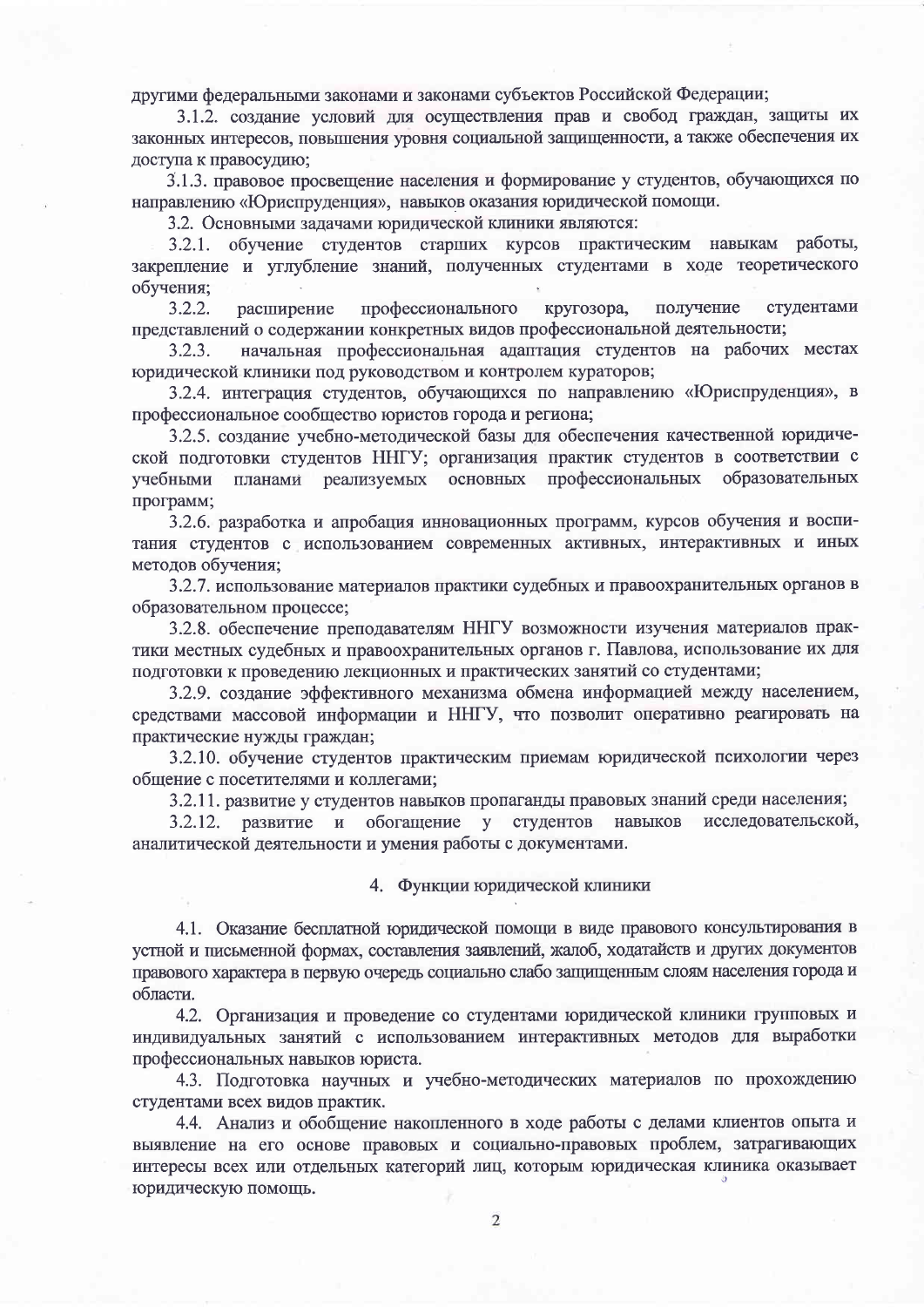другими федеральными законами и законами субъектов Российской Федерации;

3.1.2. создание условий для осуществления прав и свобод граждан, защиты их законных интересов, повышения уровня социальной защищенности, а также обеспечения их доступа к правосудию;

3.1.3. правовое просвещение населения и формирование у студентов, обучающихся по направлению «Юриспруденция», навыков оказания юридической помощи.

3.2. Основными задачами юридической клиники являются:

3.2.1. обучение студентов старших курсов практическим навыкам работы, закрепление и углубление знаний, полученных студентами в ходе теоретического обучения;

3.2.2. расширение профессионального кругозора, получение студентами представлений о содержании конкретных видов профессиональной деятельности;

3.2.3. начальная профессиональная адаптация студентов на рабочих местах юридической клиники под руководством и контролем кураторов;

3.2.4. интеграция студентов, обучающихся по направлению «Юриспруденция», в профессиональное сообщество юристов города и региона;

3.2.5. создание учебно-методической базы для обеспечения качественной юридической подготовки студентов ННГУ; организация практик студентов в соответствии с учебными планами реализуемых основных профессиональных образовательных программ;

3.2.6. разработка и апробация инновационных программ, курсов обучения и воспитания студентов с использованием современных активных, интерактивных и иных методов обучения;

3.2.7. использование материалов практики судебных и правоохранительных органов в образовательном процессе;

3.2.8. обеспечение преподавателям ННГУ возможности изучения материалов практики местных судебных и правоохранительных органов г. Павлова, использование их для подготовки к проведению лекционных и практических занятий со студентами;

3.2.9. создание эффективного механизма обмена информацией между населением, средствами массовой информации и ННГУ, что позволит оперативно реагировать на практические нужды граждан;

3.2.10. обучение студентов практическим приемам юридической психологии через общение с посетителями и коллегами;

3.2.11. развитие у студентов навыков пропаганды правовых знаний среди населения;

3.2.12. развитие и обогащение у студентов навыков исследовательской, аналитической деятельности и умения работы с документами.

## 4. Функции юридической клиники

4.1. Оказание бесплатной юридической помощи в виде правового консультирования в устной и письменной формах, составления заявлений, жалоб, ходатайств и других документов правового характера в первую очередь социально слабо защищенным слоям населения города и области.

4.2. Организация и проведение со студентами юридической клиники групповых и индивидуальных занятий с использованием интерактивных методов для выработки профессиональных навыков юриста.

4.3. Подготовка научных и учебно-методических материалов по прохождению студентами всех видов практик.

4.4. Анализ и обобщение накопленного в ходе работы с делами клиентов опыта и выявление на его основе правовых и социально-правовых проблем, затрагивающих интересы всех или отдельных категорий лиц, которым юридическая клиника оказывает юридическую помощь.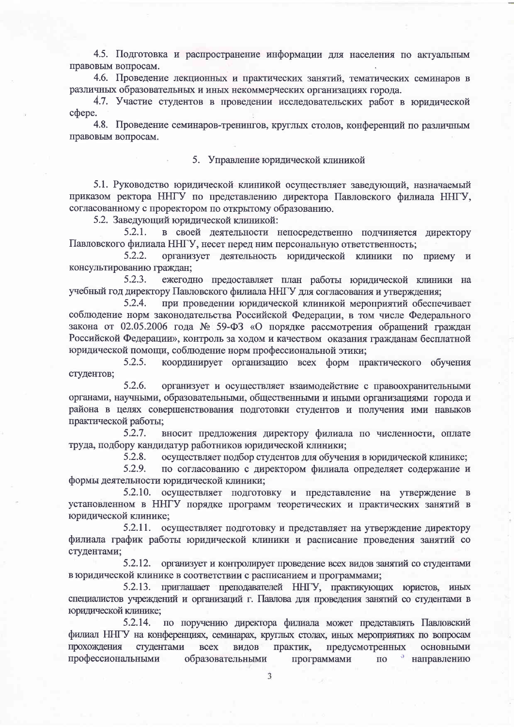4.5. Подготовка и распространение информации для населения по актуальным правовым вопросам.

4.6. Проведение лекционных и практических занятий, тематических семинаров в различных образовательных и иных некоммерческих организациях города.

4.7. Участие студентов в проведении исследовательских работ в юридической сфере.

4.8. Проведение семинаров-тренингов, круглых столов, конференций по различным правовым вопросам.

## 5. Управление юридической клиникой

5.1. Руководство юридической клиникой осуществляет заведующий, назначаемый приказом ректора ННГУ по представлению директора Павловского филиала ННГУ, согласованному с проректором по открытому образованию.

5.2. Заведующий юридической клиникой:

5.2.1. в своей деятельности непосредственно подчиняется директору Павловского филиала ННГУ, несет перед ним персональную ответственность;

5.2.2. организует деятельность юридической клиники по приему и консультированию граждан;

5.2.3. ежегодно предоставляет план работы юридической клиники на учебный год директору Павловского филиала ННГУ для согласования и утверждения;

5.2.4. при проведении юридической клиникой мероприятий обеспечивает соблюдение норм законодательства Российской Федерации, в том числе Федерального закона от 02.05.2006 года № 59-ФЗ «О порядке рассмотрения обращений граждан Российской Федерации», контроль за ходом и качеством оказания гражданам бесплатной юридической помощи, соблюдение норм профессиональной этики;

5.2.5. координирует организацию всех форм практического обучения студентов;

5.2.6. организует и осуществляет взаимодействие с правоохранительными органами, научными, образовательными, общественными и иными организациями города и района в целях совершенствования подготовки студентов и получения ими навыков практической работы;

5.2.7. вносит предложения директору филиала по численности, оплате труда, подбору кандидатур работников юридической клиники;

5.2.8. осуществляет подбор студентов для обучения в юридической клинике;

5.2.9. по согласованию с директором филиала определяет содержание и формы деятельности юридической клиники;

5.2.10. осуществляет подготовку и представление на утверждение в установленном в ННГУ порядке программ теоретических и практических занятий в юридической клинике;

5.2.11. осуществляет подготовку и представляет на утверждение директору филиала график работы юридической клиники и расписание проведения занятий со студентами;

5.2.12. организует и контролирует проведение всех видов занятий со студентами в юридической клинике в соответствии с расписанием и программами;

5.2.13. приглашает преподавателей ННГУ, практикующих юристов, иных специалистов учреждений и организаций г. Павлова для проведения занятий со студентами в юридической клинике;

5.2.14. по поручению директора филиала может представлять Павловский филиал ННГУ на конференциях, семинарах, круглых столах, иных мероприятиях по вопросам прохождения студентами всех видов практик, предусмотренных основными профессиональными образовательными программами по направлению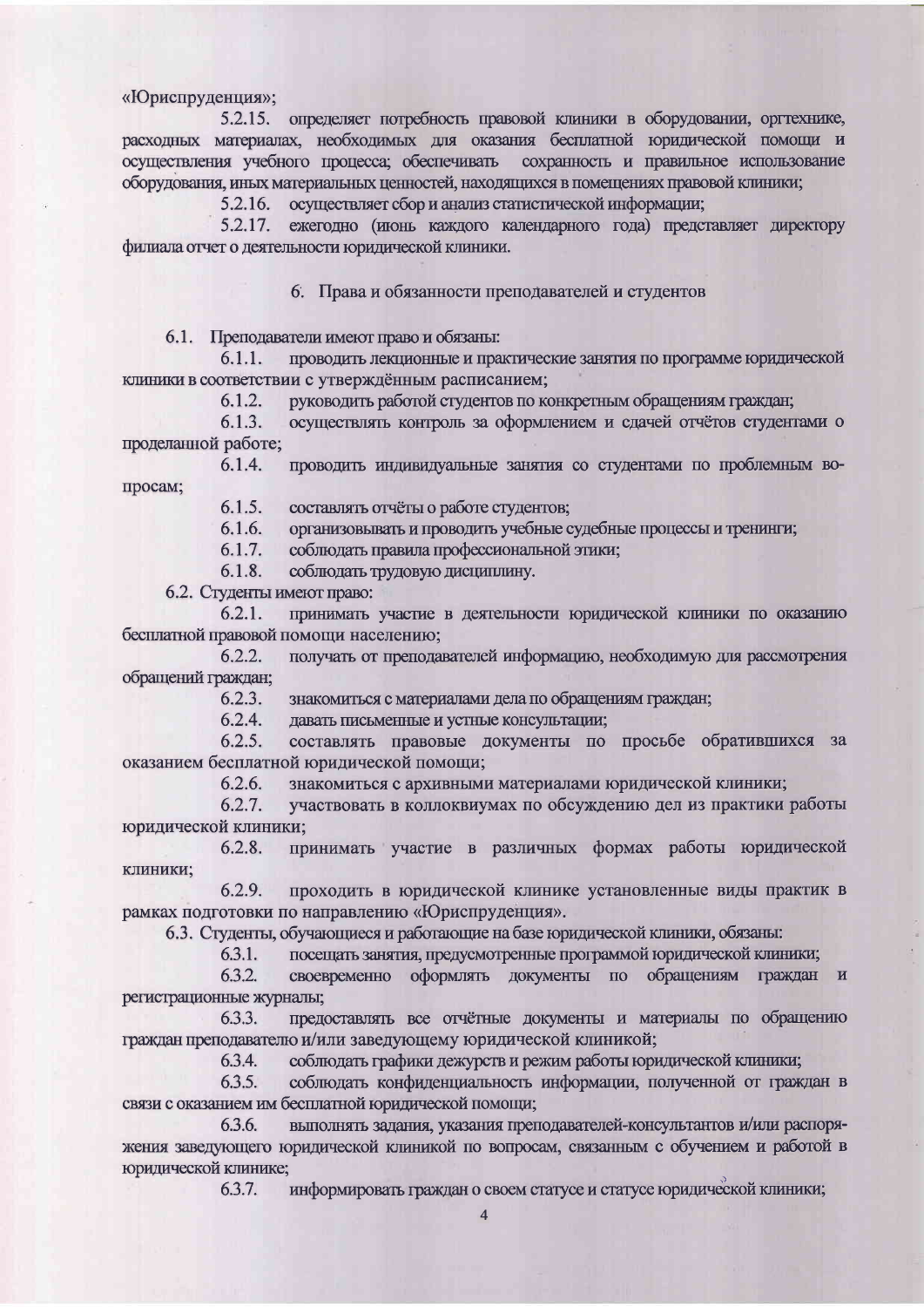«Юриспруденция»;

5.2.15. определяет потребность правовой клиники в оборудовании, оргтехнике, расходных материалах, необходимых для оказания бесплатной юридической помощи и осуществления учебного процесса; обеспечивать сохранность и правильное использование оборудования, иных материальных ценностей, находящихся в помещениях правовой клиники;

5.2.16. осуществляет сбор и анализ статистической информации;

5.2.17. ежегодно (июнь каждого календарного года) представляет директору филиала отчет о деятельности юридической клиники.

## 6. Права и обязанности преподавателей и студентов

6.1. Преподаватели имеют право и обязаны:

6.1.1. проводить лекционные и практические занятия по программе юридической клиники в соответствии с утверждённым расписанием;

6.1.2. руководить работой студентов по конкретным обращениям граждан;

6.1.3. осуществлять контроль за оформлением и сдачей отчётов студентами о проделанной работе;

6.1.4. проводить индивидуальные занятия со студентами по проблемным вопросам;

6.1.5. составлять отчёты о работе студентов;

6.1.6. организовывать и проводить учебные судебные процессы и тренинги;

6.1.7. соблюдать правила профессиональной этики;

6.1.8. соблюдать трудовую дисциплину.

6.2. Студенты имеют право:

6.2.1. принимать участие в деятельности юридической клиники по оказанию бесплатной правовой помощи населению;

6.2.2. получать от преподавателей информацию, необходимую для рассмотрения обращений граждан;

6.2.3. знакомиться с материалами дела по обращениям граждан;

6.2.4. давать письменные и устные консультации;

6.2.5. составлять правовые документы по просьбе обратившихся за оказанием бесплатной юридической помощи;

6.2.6. знакомиться с архивными материалами юридической клиники;

6.2.7. участвовать в коллоквиумах по обсуждению дел из практики работы юридической клиники;

6.2.8. принимать участие в различных формах работы юридической клиники;

6.2.9. проходить в юридической клинике установленные виды практик в рамках подготовки по направлению «Юриспруденция».

6.3. Студенты, обучающиеся и работающие на базе юридической клиники, обязаны:

6.3.1. посещать занятия, предусмотренные программой юридической клиники;

6.3.2. своевременно оформлять документы по обращениям граждан и регистрационные журналы;

6.3.3. предоставлять все отчётные документы и материалы по обращению граждан преподавателю и/или заведующему юридической клиникой;

6.3.4. соблюдать графики дежурств и режим работы юридической клиники;

6.3.5. соблюдать конфиденциальность информации, полученной от граждан в связи с оказанием им бесплатной юридической помощи;

6.3.6. выполнять задания, указания преподавателей-консультантов и/или распоряжения заведующего юридической клиникой по вопросам, связанным с обучением и работой в юридической клинике;

6.3.7. информировать граждан о своем статусе и статусе юридической клиники;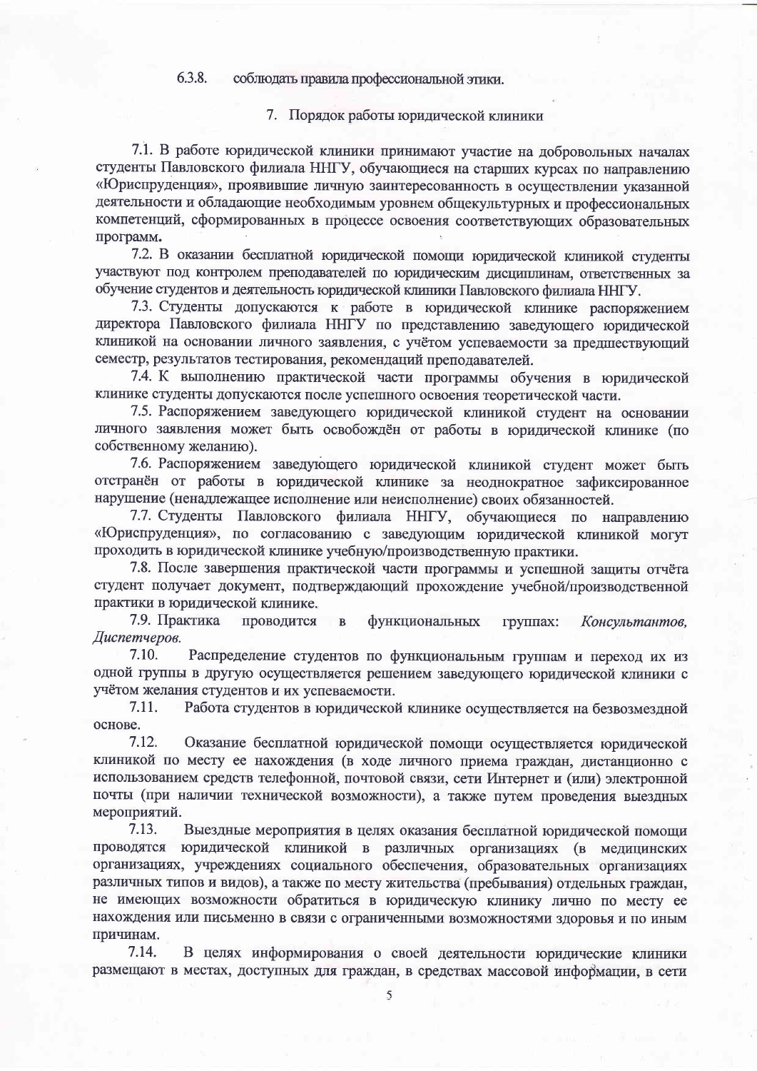6.3.8. соблюдать правила профессиональной этики.

## 7. Порядок работы юридической клиники

7.1. В работе юридической клиники принимают участие на добровольных началах студенты Павловского филиала ННГУ, обучающиеся на старших курсах по направлению «Юриспруденция», проявившие личную заинтересованность в осуществлении указанной деятельности и обладающие необходимым уровнем общекультурных и профессиональных компетенций, сформированных в процессе освоения соответствующих образовательных программ.

7.2. В оказании бесплатной юридической помощи юридической клиникой студенты участвуют под контролем преподавателей по юридическим дисциплинам, ответственных за обучение студентов и деятельность юридической клиники Павловского филиала ННГУ.

7.3. Студенты допускаются к работе в юридической клинике распоряжением директора Павловского филиала ННГУ по представлению заведующего юридической клиникой на основании личного заявления, с учётом успеваемости за предшествующий семестр, результатов тестирования, рекомендаций преподавателей.

7.4. К выполнению практической части программы обучения в юридической клинике студенты допускаются после успешного освоения теоретической части.

7.5. Распоряжением заведующего юридической клиникой студент на основании личного заявления может быть освобождён от работы в юридической клинике (по собственному желанию).

7.6. Распоряжением заведующего юридической клиникой студент может быть отстранён от работы в юридической клинике за неоднократное зафиксированное нарушение (ненадлежащее исполнение или неисполнение) своих обязанностей.

7.7. Студенты Павловского филиала ННГУ, обучающиеся по направлению «Юриспруденция», по согласованию с заведующим юридической клиникой могут проходить в юридической клинике учебную/производственную практики.

7.8. После завершения практической части программы и успешной защиты отчёта студент получает документ, подтверждающий прохождение учебной/производственной практики в юридической клинике.

7.9. Практика проводится в функциональных группах: *Консультантов, Диспетчеров.*

7.10. Распределение студентов по функциональным группам и переход их из одной группы в другую осуществляется решением заведующего юридической клиники с учётом желания студентов и их успеваемости.

7.11. Работа студентов в юридической клинике осуществляется на безвозмездной основе.

7.12. Оказание бесплатной юридической помощи осуществляется юридической клиникой по месту ее нахождения (в ходе личного приема граждан, дистанционно с использованием средств телефонной, почтовой связи, сети Интернет и (или) электронной почты (при наличии технической возможности), а также путем проведения выездных мероприятий.

7.13. Выездные мероприятия в целях оказания бесплатной юридической помощи проводятся юридической клиникой в различных организациях (в медицинских организациях, учреждениях социального обеспечения, образовательных организациях различных типов и видов), а также по месту жительства (пребывания) отдельных граждан, не имеющих возможности обратиться в юридическую клинику лично по месту ее нахождения или письменно в связи с ограниченными возможностями здоровья и по иным причинам.

7.14. В целях информирования о своей деятельности юридические клиники размещают в местах, доступных для граждан, в средствах массовой информации, в сети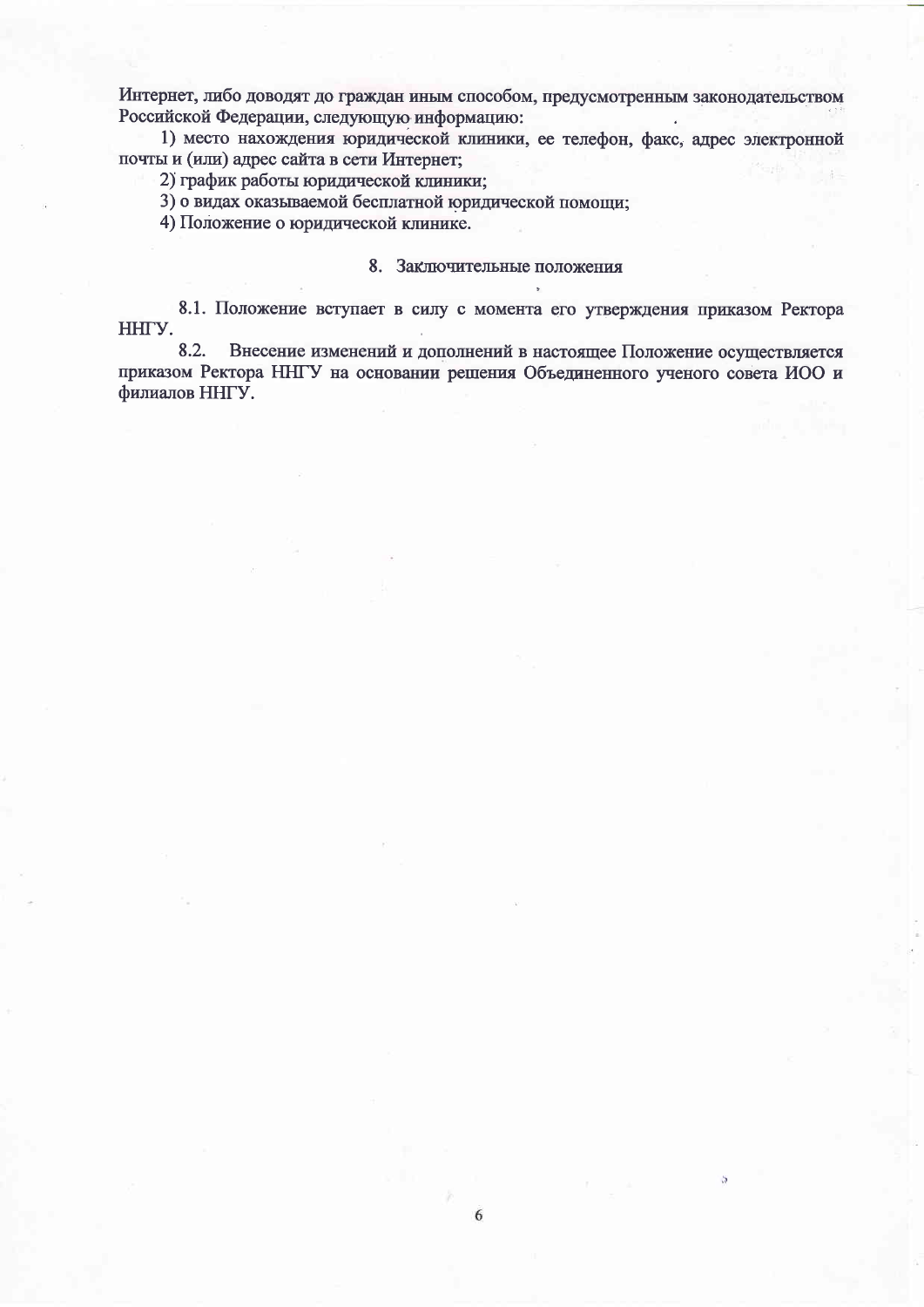Интернет, либо доводят до граждан иным способом, предусмотренным законодательством Российской Федерации, следующую информацию:

1) место нахождения юридической клиники, ее телефон, факс, адрес электронной почты и (или) адрес сайта в сети Интернет;

2) график работы юридической клиники;

3) о видах оказываемой бесплатной юридической помощи;

4) Положение о юридической клинике.

## 8. Заключительные положения

8.1. Положение вступает в силу с момента его утверждения приказом Ректора ННГУ.

8.2. Внесение изменений и дополнений в настоящее Положение осуществляется приказом Ректора ННГУ на основании решения Объединенного ученого совета ИОО и филиалов ННГУ.